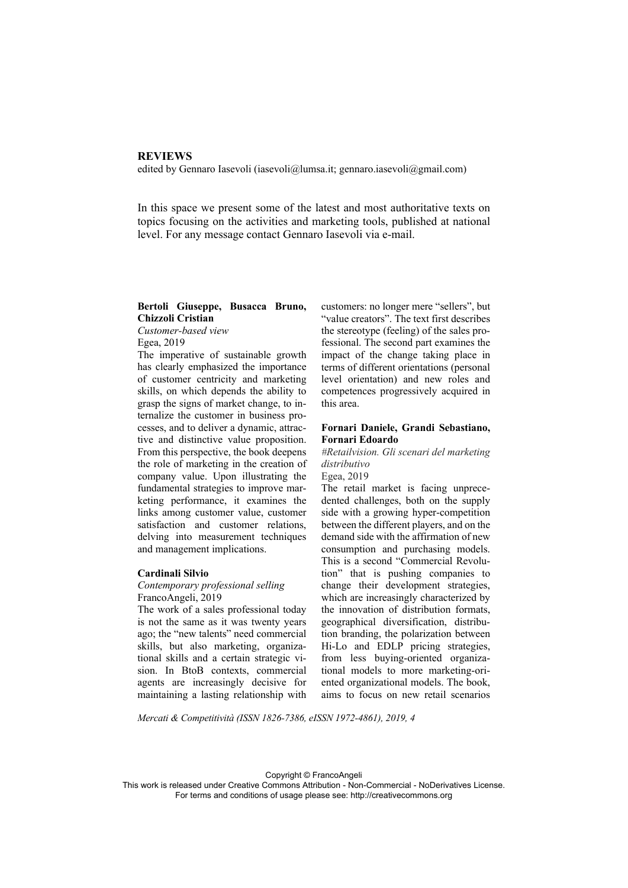# REVIEWS

edited by Gennaro Iasevoli (iasevoli@lumsa.it; gennaro.iasevoli@gmail.com)

In this space we present some of the latest and most authoritative texts on topics focusing on the activities and marketing tools, published at national level. For any message contact Gennaro Iasevoli via e-mail.

**Bertoli Giuseppe, Busacca Bruno, Chizzoli Cristian**
*Customer-based view*
Egea, 2019

The imperative of sustainable growth has clearly emphasized the importance of customer centricity and marketing skills, on which depends the ability to grasp the signs of market change, to internalize the customer in business processes, and to deliver a dynamic, attractive and distinctive value proposition. From this perspective, the book deepens the role of marketing in the creation of company value. Upon illustrating the fundamental strategies to improve marketing performance, it examines the links among customer value, customer satisfaction and customer relations, delving into measurement techniques and management implications.

**Cardinali Silvio**
*Contemporary professional selling*
FrancoAngeli, 2019

The work of a sales professional today is not the same as it was twenty years ago; the "new talents" need commercial skills, but also marketing, organizational skills and a certain strategic vision. In BtoB contexts, commercial agents are increasingly decisive for maintaining a lasting relationship with customers: no longer mere "sellers", but "value creators". The text first describes the stereotype (feeling) of the sales professional. The second part examines the impact of the change taking place in terms of different orientations (personal level orientation) and new roles and competences progressively acquired in this area.

**Fornari Daniele, Grandi Sebastiano, Fornari Edoardo**
*#Retailvision. Gli scenari del marketing distributivo*
Egea, 2019

The retail market is facing unprecedented challenges, both on the supply side with a growing hyper-competition between the different players, and on the demand side with the affirmation of new consumption and purchasing models. This is a second "Commercial Revolution" that is pushing companies to change their development strategies, which are increasingly characterized by the innovation of distribution formats, geographical diversification, distribution branding, the polarization between Hi-Lo and EDLP pricing strategies, from less buying-oriented organizational models to more marketing-oriented organizational models. The book, aims to focus on new retail scenarios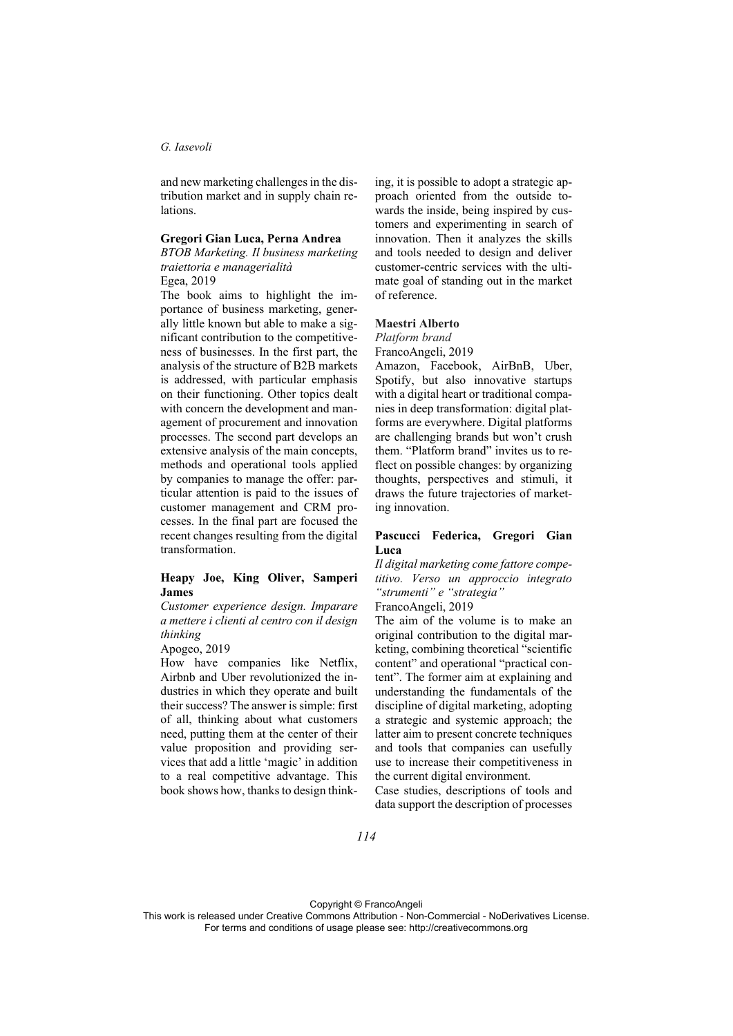and new marketing challenges in the distribution market and in supply chain relations.

**Gregori Gian Luca, Perna Andrea**
*BTOB Marketing. Il business marketing traiettoria e managerialità*
Egea, 2019

The book aims to highlight the importance of business marketing, generally little known but able to make a significant contribution to the competitiveness of businesses. In the first part, the analysis of the structure of B2B markets is addressed, with particular emphasis on their functioning. Other topics dealt with concern the development and management of procurement and innovation processes. The second part develops an extensive analysis of the main concepts, methods and operational tools applied by companies to manage the offer: particular attention is paid to the issues of customer management and CRM processes. In the final part are focused the recent changes resulting from the digital transformation.

**Heapy Joe, King Oliver, Samperi James**
*Customer experience design. Imparare a mettere i clienti al centro con il design thinking*
Apogeo, 2019

How have companies like Netflix, Airbnb and Uber revolutionized the industries in which they operate and built their success? The answer is simple: first of all, thinking about what customers need, putting them at the center of their value proposition and providing services that add a little 'magic' in addition to a real competitive advantage. This book shows how, thanks to design thinking, it is possible to adopt a strategic approach oriented from the outside towards the inside, being inspired by customers and experimenting in search of innovation. Then it analyzes the skills and tools needed to design and deliver customer-centric services with the ultimate goal of standing out in the market of reference.

**Maestri Alberto**
*Platform brand*
FrancoAngeli, 2019

Amazon, Facebook, AirBnB, Uber, Spotify, but also innovative startups with a digital heart or traditional companies in deep transformation: digital platforms are everywhere. Digital platforms are challenging brands but won't crush them. "Platform brand" invites us to reflect on possible changes: by organizing thoughts, perspectives and stimuli, it draws the future trajectories of marketing innovation.

**Pascucci Federica, Gregori Gian Luca**
*Il digital marketing come fattore competitivo. Verso un approccio integrato "strumenti" e "strategia"*
FrancoAngeli, 2019

The aim of the volume is to make an original contribution to the digital marketing, combining theoretical "scientific content" and operational "practical content". The former aim at explaining and understanding the fundamentals of the discipline of digital marketing, adopting a strategic and systemic approach; the latter aim to present concrete techniques and tools that companies can usefully use to increase their competitiveness in the current digital environment.

Case studies, descriptions of tools and data support the description of processes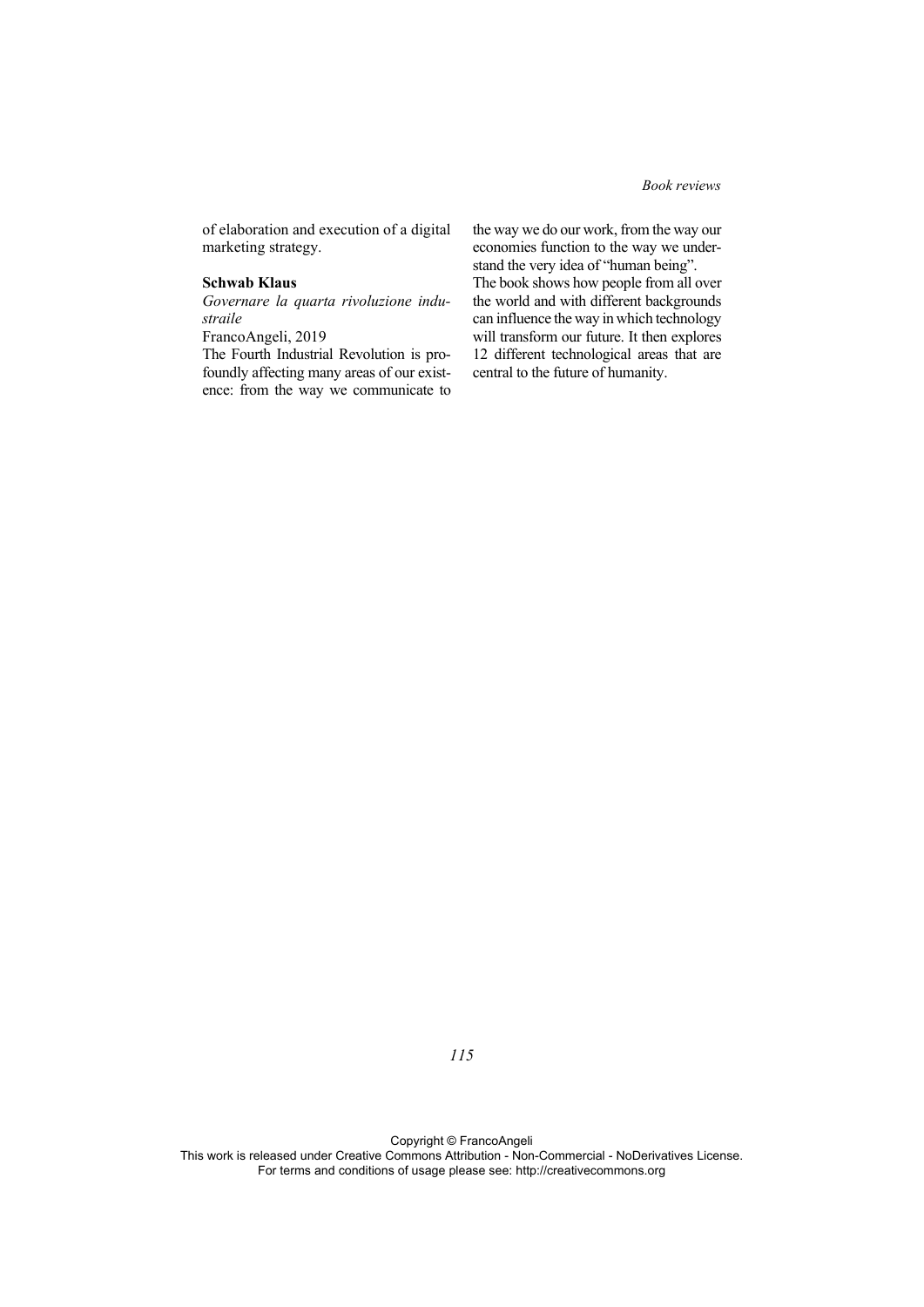of elaboration and execution of a digital marketing strategy.

**Schwab Klaus**
*Governare la quarta rivoluzione industraile*
FrancoAngeli, 2019
The Fourth Industrial Revolution is profoundly affecting many areas of our existence: from the way we communicate to the way we do our work, from the way our economies function to the way we understand the very idea of "human being".
The book shows how people from all over the world and with different backgrounds can influence the way in which technology will transform our future. It then explores 12 different technological areas that are central to the future of humanity.

Copyright © FrancoAngeli
This work is released under Creative Commons Attribution - Non-Commercial - NoDerivatives License.
For terms and conditions of usage please see: http://creativecommons.org